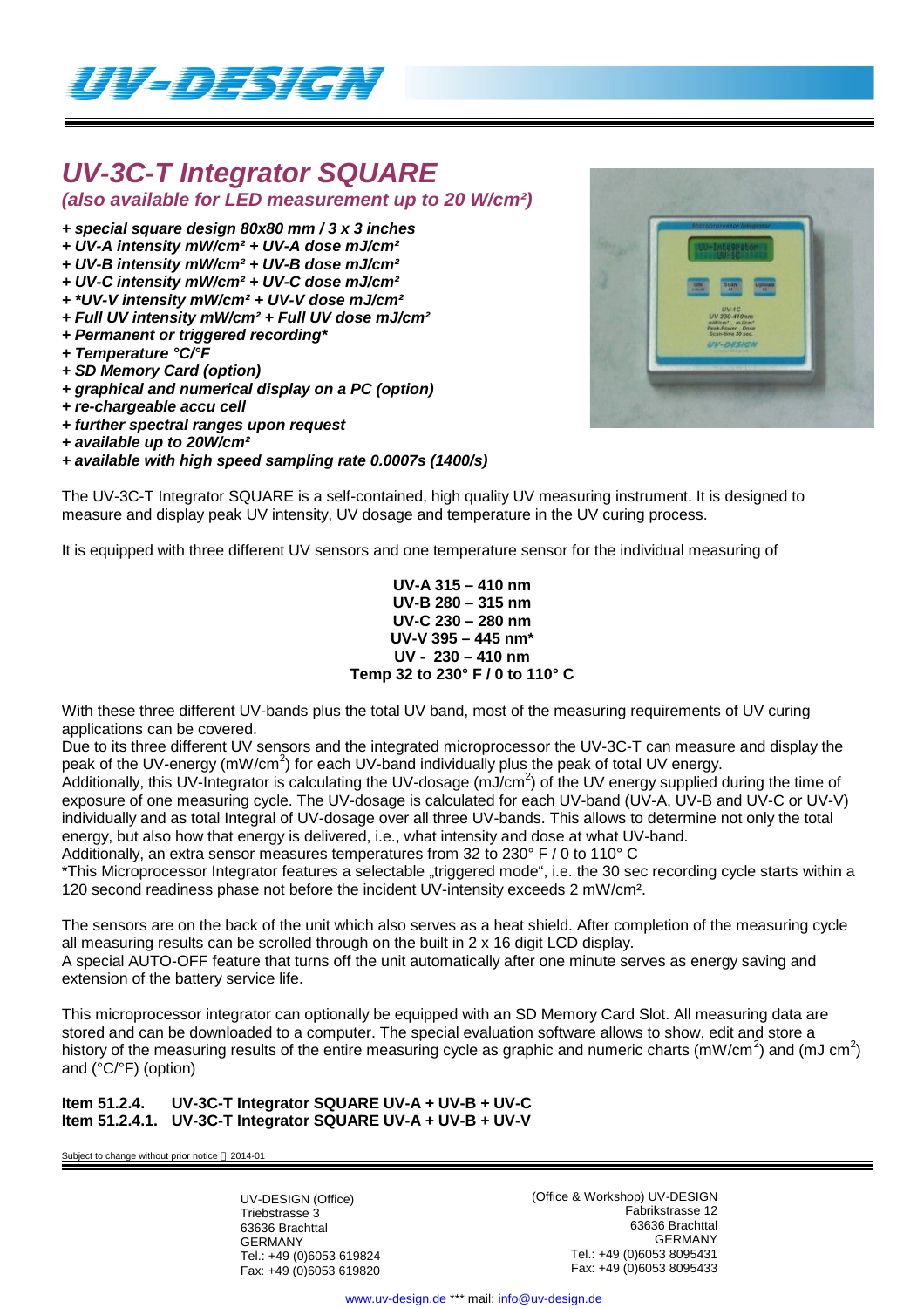# UV-3C-T Integrator SQUARE

***(also available for LED measurement up to 20 W/cm²)***

***+ special square design 80x80 mm / 3 x 3 inches***
***+ UV-A intensity mW/cm² + UV-A dose mJ/cm²***
***+ UV-B intensity mW/cm² + UV-B dose mJ/cm²***
***+ UV-C intensity mW/cm² + UV-C dose mJ/cm²***
***+ *UV-V intensity mW/cm² + UV-V dose mJ/cm²***
***+ Full UV intensity mW/cm² + Full UV dose mJ/cm²***
***+ Permanent or triggered recording****
***+ Temperature °C/°F***
***+ SD Memory Card (option)***
***+ graphical and numerical display on a PC (option)***
***+ re-chargeable accu cell***
***+ further spectral ranges upon request***
***+ available up to 20W/cm²***
***+ available with high speed sampling rate 0.0007s (1400/s)***

The UV-3C-T Integrator SQUARE is a self-contained, high quality UV measuring instrument. It is designed to measure and display peak UV intensity, UV dosage and temperature in the UV curing process.

It is equipped with three different UV sensors and one temperature sensor for the individual measuring of

**UV-A 315 – 410 nm**
**UV-B 280 – 315 nm**
**UV-C 230 – 280 nm**
**UV-V 395 – 445 nm***
**UV - 230 – 410 nm**
**Temp 32 to 230° F / 0 to 110° C**

With these three different UV-bands plus the total UV band, most of the measuring requirements of UV curing applications can be covered.
Due to its three different UV sensors and the integrated microprocessor the UV-3C-T can measure and display the peak of the UV-energy (mW/cm$^2$) for each UV-band individually plus the peak of total UV energy.
Additionally, this UV-Integrator is calculating the UV-dosage (mJ/cm$^2$) of the UV energy supplied during the time of exposure of one measuring cycle. The UV-dosage is calculated for each UV-band (UV-A, UV-B and UV-C or UV-V) individually and as total Integral of UV-dosage over all three UV-bands. This allows to determine not only the total energy, but also how that energy is delivered, i.e., what intensity and dose at what UV-band.
Additionally, an extra sensor measures temperatures from 32 to 230° F / 0 to 110° C
*This Microprocessor Integrator features a selectable „triggered mode", i.e. the 30 sec recording cycle starts within a 120 second readiness phase not before the incident UV-intensity exceeds 2 mW/cm².

The sensors are on the back of the unit which also serves as a heat shield. After completion of the measuring cycle all measuring results can be scrolled through on the built in 2 x 16 digit LCD display.
A special AUTO-OFF feature that turns off the unit automatically after one minute serves as energy saving and extension of the battery service life.

This microprocessor integrator can optionally be equipped with an SD Memory Card Slot. All measuring data are stored and can be downloaded to a computer. The special evaluation software allows to show, edit and store a history of the measuring results of the entire measuring cycle as graphic and numeric charts (mW/cm$^2$) and (mJ cm$^2$) and (°C/°F) (option)

**Item 51.2.4. UV-3C-T Integrator SQUARE UV-A + UV-B + UV-C**
**Item 51.2.4.1. UV-3C-T Integrator SQUARE UV-A + UV-B + UV-V**

Subject to change without prior notice 2014-01

UV-DESIGN (Office)
Triebstrasse 3
63636 Brachttal
GERMANY
Tel.: +49 (0)6053 619824
Fax: +49 (0)6053 619820

(Office & Workshop) UV-DESIGN
Fabrikstrasse 12
63636 Brachttal
GERMANY
Tel.: +49 (0)6053 8095431
Fax: +49 (0)6053 8095433

www.uv-design.de *** mail: info@uv-design.de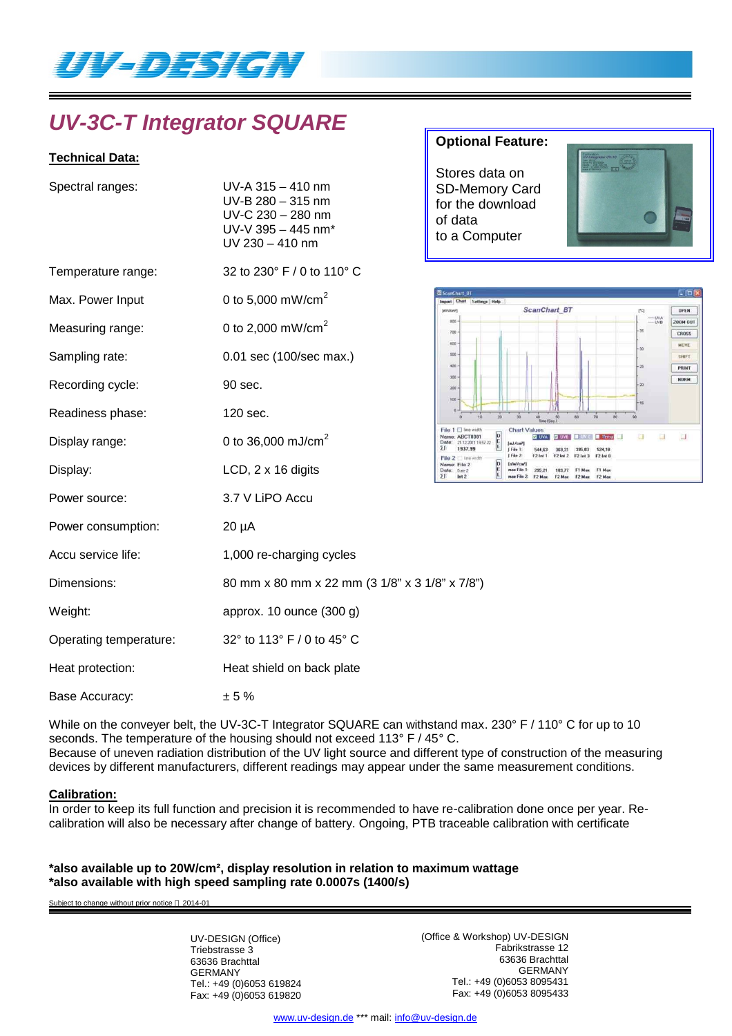# UV-3C-T Integrator SQUARE

**Technical Data:**

| | |
|---|---|
| Spectral ranges: | UV-A 315 – 410 nm<br>UV-B 280 – 315 nm<br>UV-C 230 – 280 nm<br>UV-V 395 – 445 nm*<br>UV 230 – 410 nm |
| Temperature range: | 32 to 230° F / 0 to 110° C |
| Max. Power Input | 0 to 5,000 mW/cm$^2$ |
| Measuring range: | 0 to 2,000 mW/cm$^2$ |
| Sampling rate: | 0.01 sec (100/sec max.) |
| Recording cycle: | 90 sec. |
| Readiness phase: | 120 sec. |
| Display range: | 0 to 36,000 mJ/cm$^2$ |
| Display: | LCD, 2 x 16 digits |
| Power source: | 3.7 V LiPO Accu |
| Power consumption: | 20 µA |
| Accu service life: | 1,000 re-charging cycles |
| Dimensions: | 80 mm x 80 mm x 22 mm (3 1/8" x 3 1/8" x 7/8") |
| Weight: | approx. 10 ounce (300 g) |
| Operating temperature: | 32° to 113° F / 0 to 45° C |
| Heat protection: | Heat shield on back plate |
| Base Accuracy: | ± 5 % |

**Optional Feature:**

Stores data on SD-Memory Card for the download of data to a Computer

While on the conveyer belt, the UV-3C-T Integrator SQUARE can withstand max. 230° F / 110° C for up to 10 seconds. The temperature of the housing should not exceed 113° F / 45° C.
Because of uneven radiation distribution of the UV light source and different type of construction of the measuring devices by different manufacturers, different readings may appear under the same measurement conditions.

**Calibration:**
In order to keep its full function and precision it is recommended to have re-calibration done once per year. Re-calibration will also be necessary after change of battery. Ongoing, PTB traceable calibration with certificate

**\*also available up to 20W/cm², display resolution in relation to maximum wattage**
**\*also available with high speed sampling rate 0.0007s (1400/s)**

Subject to change without prior notice 2014-01

UV-DESIGN (Office)
Triebstrasse 3
63636 Brachttal
GERMANY
Tel.: +49 (0)6053 619824
Fax: +49 (0)6053 619820

(Office & Workshop) UV-DESIGN
Fabrikstrasse 12
63636 Brachttal
GERMANY
Tel.: +49 (0)6053 8095431
Fax: +49 (0)6053 8095433

www.uv-design.de *** mail: info@uv-design.de